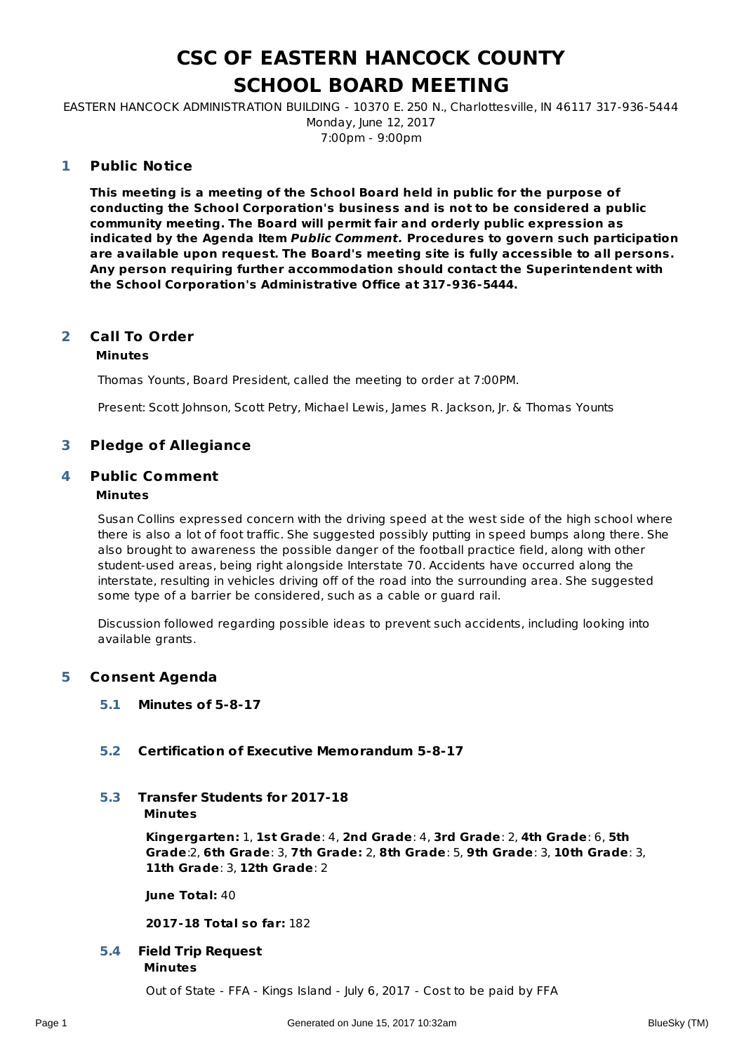# CSC OF EASTERN HANCOCK COUNTY
# SCHOOL BOARD MEETING

EASTERN HANCOCK ADMINISTRATION BUILDING - 10370 E. 250 N., Charlottesville, IN 46117 317-936-5444
Monday, June 12, 2017
7:00pm - 9:00pm

## 1 Public Notice

**This meeting is a meeting of the School Board held in public for the purpose of conducting the School Corporation's business and is not to be considered a public community meeting. The Board will permit fair and orderly public expression as indicated by the Agenda Item *Public Comment.* Procedures to govern such participation are available upon request. The Board's meeting site is fully accessible to all persons. Any person requiring further accommodation should contact the Superintendent with the School Corporation's Administrative Office at 317-936-5444.**

## 2 Call To Order

**Minutes**

Thomas Younts, Board President, called the meeting to order at 7:00PM.

Present: Scott Johnson, Scott Petry, Michael Lewis, James R. Jackson, Jr. & Thomas Younts

## 3 Pledge of Allegiance

## 4 Public Comment

**Minutes**

Susan Collins expressed concern with the driving speed at the west side of the high school where there is also a lot of foot traffic. She suggested possibly putting in speed bumps along there. She also brought to awareness the possible danger of the football practice field, along with other student-used areas, being right alongside Interstate 70. Accidents have occurred along the interstate, resulting in vehicles driving off of the road into the surrounding area. She suggested some type of a barrier be considered, such as a cable or guard rail.

Discussion followed regarding possible ideas to prevent such accidents, including looking into available grants.

## 5 Consent Agenda

### 5.1 Minutes of 5-8-17

### 5.2 Certification of Executive Memorandum 5-8-17

### 5.3 Transfer Students for 2017-18

**Minutes**

**Kingergarten:** 1, **1st Grade**: 4, **2nd Grade**: 4, **3rd Grade**: 2, **4th Grade**: 6, **5th Grade**:2, **6th Grade**: 3, **7th Grade:** 2, **8th Grade**: 5, **9th Grade**: 3, **10th Grade**: 3, **11th Grade**: 3, **12th Grade**: 2

**June Total:** 40

**2017-18 Total so far:** 182

### 5.4 Field Trip Request

**Minutes**

Out of State - FFA - Kings Island - July 6, 2017 - Cost to be paid by FFA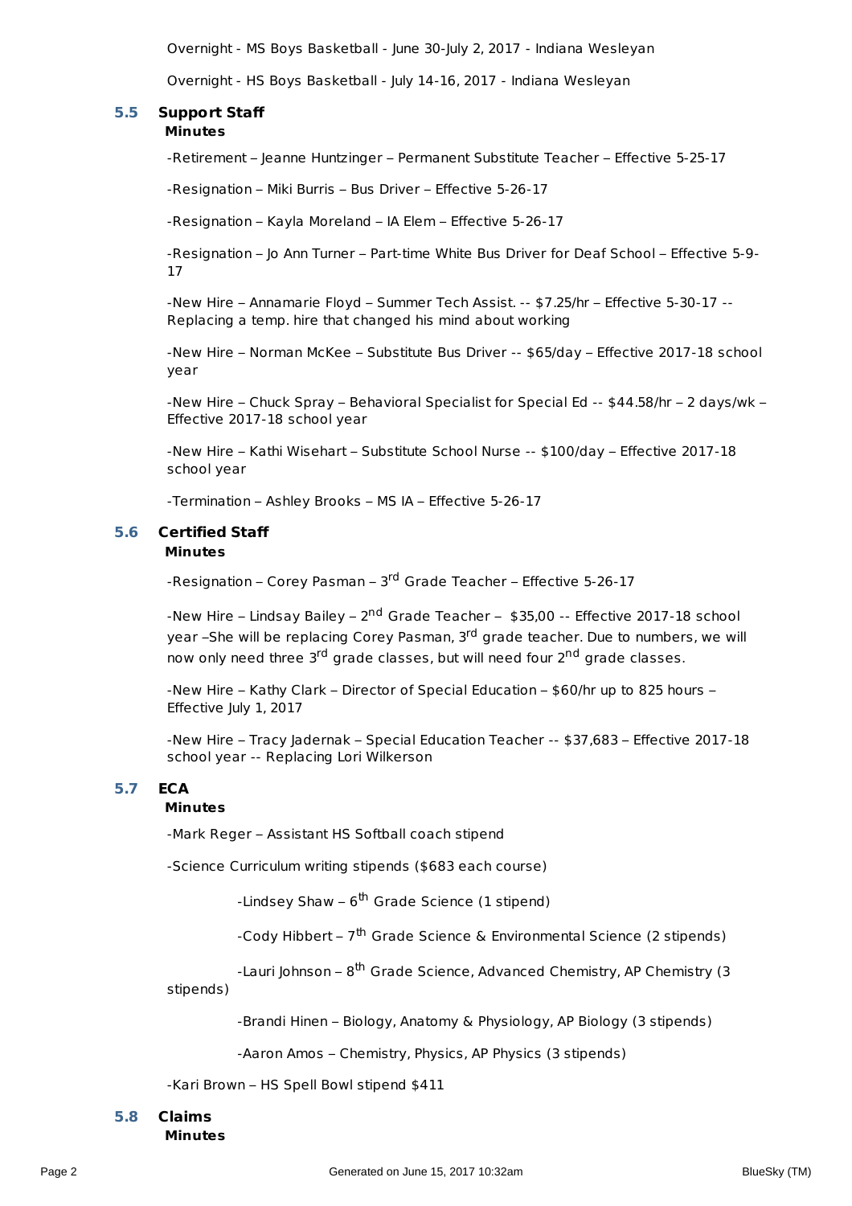Overnight - MS Boys Basketball - June 30-July 2, 2017 - Indiana Wesleyan

Overnight - HS Boys Basketball - July 14-16, 2017 - Indiana Wesleyan

### 5.5 Support Staff

**Minutes**

-Retirement – Jeanne Huntzinger – Permanent Substitute Teacher – Effective 5-25-17

-Resignation – Miki Burris – Bus Driver – Effective 5-26-17

-Resignation – Kayla Moreland – IA Elem – Effective 5-26-17

-Resignation – Jo Ann Turner – Part-time White Bus Driver for Deaf School – Effective 5-9-17

-New Hire – Annamarie Floyd – Summer Tech Assist. -- $7.25/hr – Effective 5-30-17 -- Replacing a temp. hire that changed his mind about working

-New Hire – Norman McKee – Substitute Bus Driver -- $65/day – Effective 2017-18 school year

-New Hire – Chuck Spray – Behavioral Specialist for Special Ed -- $44.58/hr – 2 days/wk – Effective 2017-18 school year

-New Hire – Kathi Wisehart – Substitute School Nurse -- $100/day – Effective 2017-18 school year

-Termination – Ashley Brooks – MS IA – Effective 5-26-17

### 5.6 Certified Staff

**Minutes**

-Resignation – Corey Pasman – 3rd Grade Teacher – Effective 5-26-17

-New Hire – Lindsay Bailey – 2nd Grade Teacher – $35,00 -- Effective 2017-18 school year –She will be replacing Corey Pasman, 3rd grade teacher. Due to numbers, we will now only need three 3rd grade classes, but will need four 2nd grade classes.

-New Hire – Kathy Clark – Director of Special Education – $60/hr up to 825 hours – Effective July 1, 2017

-New Hire – Tracy Jadernak – Special Education Teacher -- $37,683 – Effective 2017-18 school year -- Replacing Lori Wilkerson

### 5.7 ECA

**Minutes**

-Mark Reger – Assistant HS Softball coach stipend

-Science Curriculum writing stipends ($683 each course)

-Lindsey Shaw – 6th Grade Science (1 stipend)

-Cody Hibbert – 7th Grade Science & Environmental Science (2 stipends)

-Lauri Johnson – 8th Grade Science, Advanced Chemistry, AP Chemistry (3 stipends)

-Brandi Hinen – Biology, Anatomy & Physiology, AP Biology (3 stipends)

-Aaron Amos – Chemistry, Physics, AP Physics (3 stipends)

-Kari Brown – HS Spell Bowl stipend $411

### 5.8 Claims

**Minutes**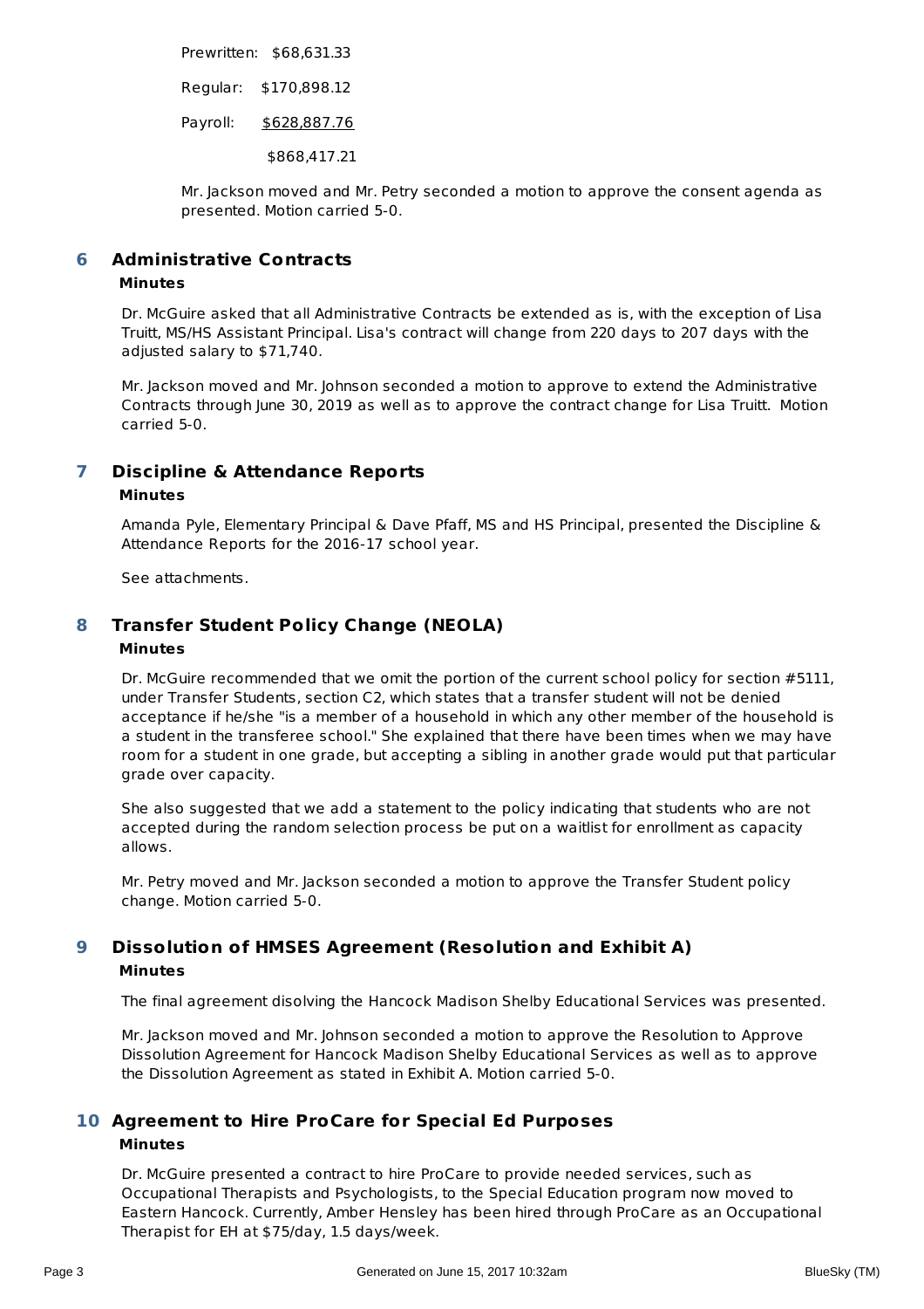Prewritten: $68,631.33

Regular: $170,898.12

Payroll: $628,887.76

$868,417.21

Mr. Jackson moved and Mr. Petry seconded a motion to approve the consent agenda as presented. Motion carried 5-0.

## 6 Administrative Contracts

**Minutes**

Dr. McGuire asked that all Administrative Contracts be extended as is, with the exception of Lisa Truitt, MS/HS Assistant Principal. Lisa's contract will change from 220 days to 207 days with the adjusted salary to $71,740.

Mr. Jackson moved and Mr. Johnson seconded a motion to approve to extend the Administrative Contracts through June 30, 2019 as well as to approve the contract change for Lisa Truitt. Motion carried 5-0.

## 7 Discipline & Attendance Reports

**Minutes**

Amanda Pyle, Elementary Principal & Dave Pfaff, MS and HS Principal, presented the Discipline & Attendance Reports for the 2016-17 school year.

See attachments.

## 8 Transfer Student Policy Change (NEOLA)

**Minutes**

Dr. McGuire recommended that we omit the portion of the current school policy for section #5111, under Transfer Students, section C2, which states that a transfer student will not be denied acceptance if he/she "is a member of a household in which any other member of the household is a student in the transferee school." She explained that there have been times when we may have room for a student in one grade, but accepting a sibling in another grade would put that particular grade over capacity.

She also suggested that we add a statement to the policy indicating that students who are not accepted during the random selection process be put on a waitlist for enrollment as capacity allows.

Mr. Petry moved and Mr. Jackson seconded a motion to approve the Transfer Student policy change. Motion carried 5-0.

## 9 Dissolution of HMSES Agreement (Resolution and Exhibit A)

**Minutes**

The final agreement disolving the Hancock Madison Shelby Educational Services was presented.

Mr. Jackson moved and Mr. Johnson seconded a motion to approve the Resolution to Approve Dissolution Agreement for Hancock Madison Shelby Educational Services as well as to approve the Dissolution Agreement as stated in Exhibit A. Motion carried 5-0.

## 10 Agreement to Hire ProCare for Special Ed Purposes

**Minutes**

Dr. McGuire presented a contract to hire ProCare to provide needed services, such as Occupational Therapists and Psychologists, to the Special Education program now moved to Eastern Hancock. Currently, Amber Hensley has been hired through ProCare as an Occupational Therapist for EH at $75/day, 1.5 days/week.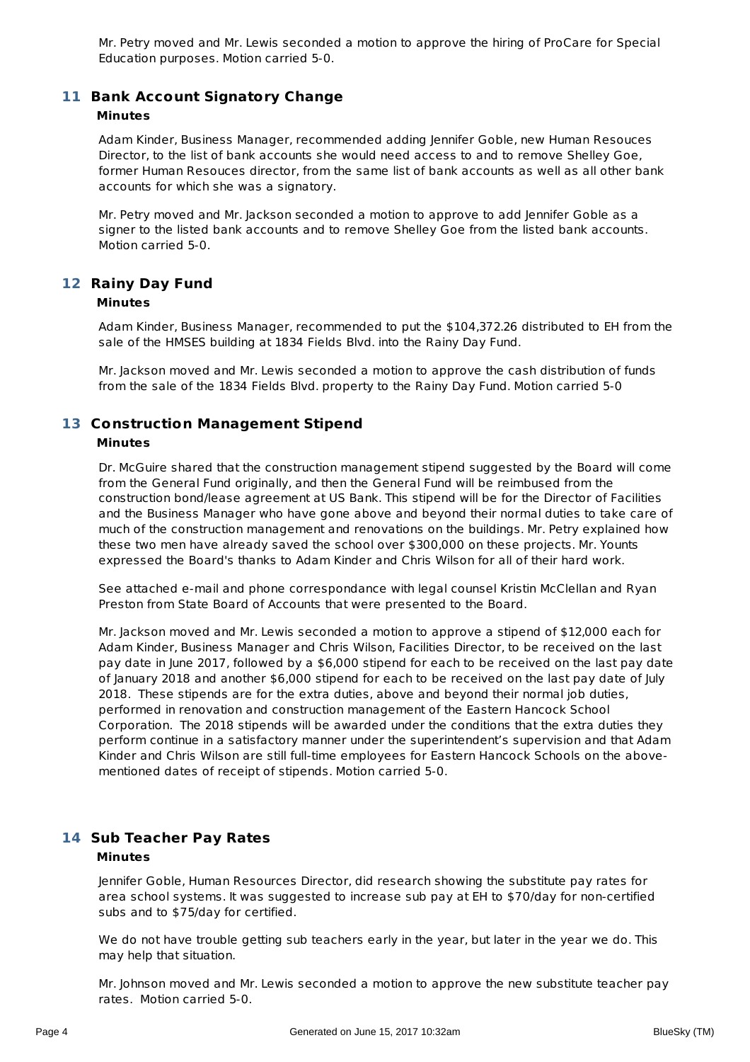Mr. Petry moved and Mr. Lewis seconded a motion to approve the hiring of ProCare for Special Education purposes. Motion carried 5-0.

## 11 Bank Account Signatory Change

**Minutes**

Adam Kinder, Business Manager, recommended adding Jennifer Goble, new Human Resouces Director, to the list of bank accounts she would need access to and to remove Shelley Goe, former Human Resouces director, from the same list of bank accounts as well as all other bank accounts for which she was a signatory.

Mr. Petry moved and Mr. Jackson seconded a motion to approve to add Jennifer Goble as a signer to the listed bank accounts and to remove Shelley Goe from the listed bank accounts. Motion carried 5-0.

## 12 Rainy Day Fund

**Minutes**

Adam Kinder, Business Manager, recommended to put the $104,372.26 distributed to EH from the sale of the HMSES building at 1834 Fields Blvd. into the Rainy Day Fund.

Mr. Jackson moved and Mr. Lewis seconded a motion to approve the cash distribution of funds from the sale of the 1834 Fields Blvd. property to the Rainy Day Fund. Motion carried 5-0

## 13 Construction Management Stipend

**Minutes**

Dr. McGuire shared that the construction management stipend suggested by the Board will come from the General Fund originally, and then the General Fund will be reimbused from the construction bond/lease agreement at US Bank. This stipend will be for the Director of Facilities and the Business Manager who have gone above and beyond their normal duties to take care of much of the construction management and renovations on the buildings. Mr. Petry explained how these two men have already saved the school over $300,000 on these projects. Mr. Younts expressed the Board's thanks to Adam Kinder and Chris Wilson for all of their hard work.

See attached e-mail and phone correspondance with legal counsel Kristin McClellan and Ryan Preston from State Board of Accounts that were presented to the Board.

Mr. Jackson moved and Mr. Lewis seconded a motion to approve a stipend of $12,000 each for Adam Kinder, Business Manager and Chris Wilson, Facilities Director, to be received on the last pay date in June 2017, followed by a $6,000 stipend for each to be received on the last pay date of January 2018 and another $6,000 stipend for each to be received on the last pay date of July 2018. These stipends are for the extra duties, above and beyond their normal job duties, performed in renovation and construction management of the Eastern Hancock School Corporation. The 2018 stipends will be awarded under the conditions that the extra duties they perform continue in a satisfactory manner under the superintendent's supervision and that Adam Kinder and Chris Wilson are still full-time employees for Eastern Hancock Schools on the above-mentioned dates of receipt of stipends. Motion carried 5-0.

## 14 Sub Teacher Pay Rates

**Minutes**

Jennifer Goble, Human Resources Director, did research showing the substitute pay rates for area school systems. It was suggested to increase sub pay at EH to $70/day for non-certified subs and to $75/day for certified.

We do not have trouble getting sub teachers early in the year, but later in the year we do. This may help that situation.

Mr. Johnson moved and Mr. Lewis seconded a motion to approve the new substitute teacher pay rates. Motion carried 5-0.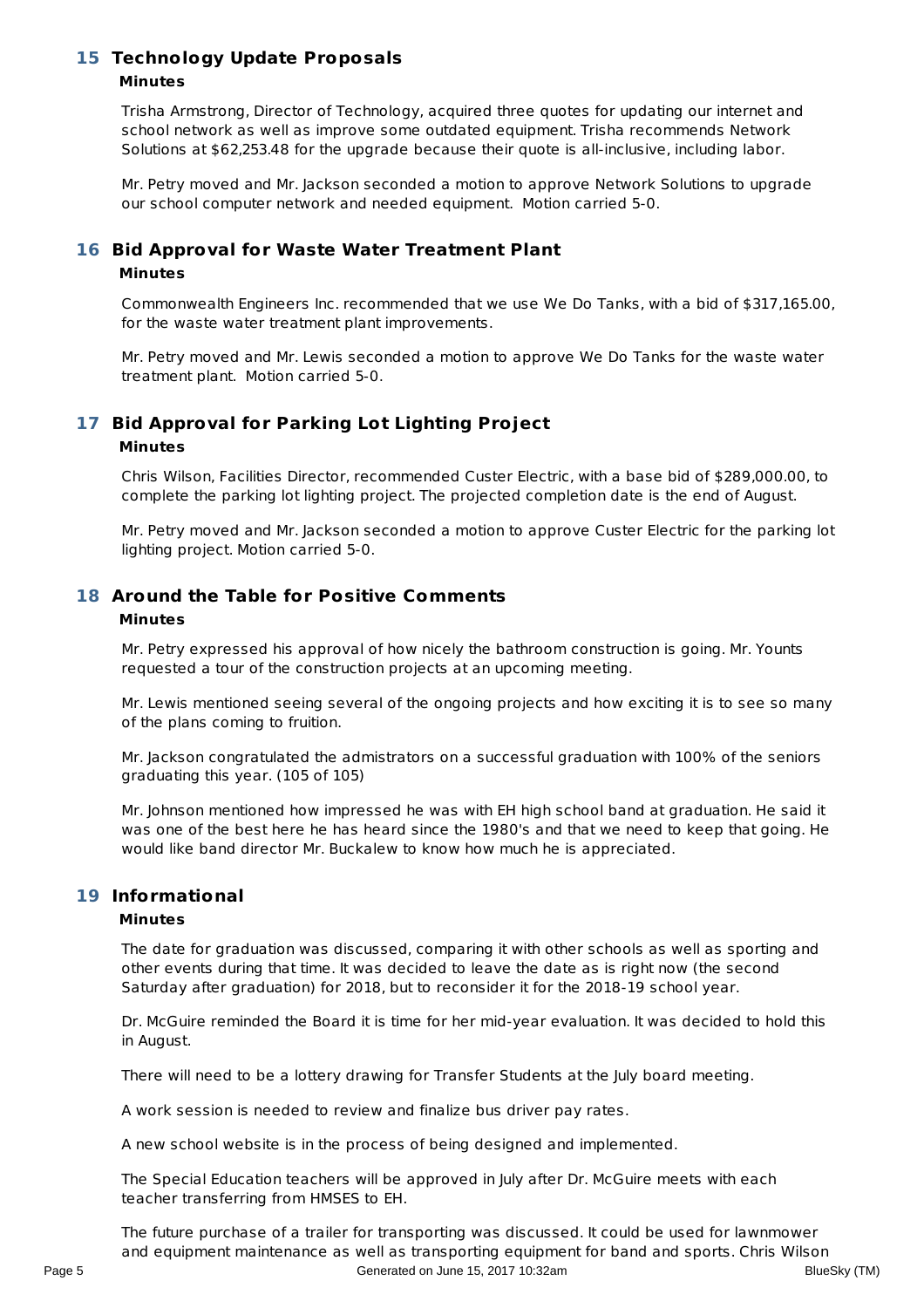## 15 Technology Update Proposals

### Minutes

Trisha Armstrong, Director of Technology, acquired three quotes for updating our internet and school network as well as improve some outdated equipment. Trisha recommends Network Solutions at $62,253.48 for the upgrade because their quote is all-inclusive, including labor.

Mr. Petry moved and Mr. Jackson seconded a motion to approve Network Solutions to upgrade our school computer network and needed equipment. Motion carried 5-0.

## 16 Bid Approval for Waste Water Treatment Plant

### Minutes

Commonwealth Engineers Inc. recommended that we use We Do Tanks, with a bid of $317,165.00, for the waste water treatment plant improvements.

Mr. Petry moved and Mr. Lewis seconded a motion to approve We Do Tanks for the waste water treatment plant. Motion carried 5-0.

## 17 Bid Approval for Parking Lot Lighting Project

### Minutes

Chris Wilson, Facilities Director, recommended Custer Electric, with a base bid of $289,000.00, to complete the parking lot lighting project. The projected completion date is the end of August.

Mr. Petry moved and Mr. Jackson seconded a motion to approve Custer Electric for the parking lot lighting project. Motion carried 5-0.

## 18 Around the Table for Positive Comments

### Minutes

Mr. Petry expressed his approval of how nicely the bathroom construction is going. Mr. Younts requested a tour of the construction projects at an upcoming meeting.

Mr. Lewis mentioned seeing several of the ongoing projects and how exciting it is to see so many of the plans coming to fruition.

Mr. Jackson congratulated the admistrators on a successful graduation with 100% of the seniors graduating this year. (105 of 105)

Mr. Johnson mentioned how impressed he was with EH high school band at graduation. He said it was one of the best here he has heard since the 1980's and that we need to keep that going. He would like band director Mr. Buckalew to know how much he is appreciated.

## 19 Informational

### Minutes

The date for graduation was discussed, comparing it with other schools as well as sporting and other events during that time. It was decided to leave the date as is right now (the second Saturday after graduation) for 2018, but to reconsider it for the 2018-19 school year.

Dr. McGuire reminded the Board it is time for her mid-year evaluation. It was decided to hold this in August.

There will need to be a lottery drawing for Transfer Students at the July board meeting.

A work session is needed to review and finalize bus driver pay rates.

A new school website is in the process of being designed and implemented.

The Special Education teachers will be approved in July after Dr. McGuire meets with each teacher transferring from HMSES to EH.

The future purchase of a trailer for transporting was discussed. It could be used for lawnmower and equipment maintenance as well as transporting equipment for band and sports. Chris Wilson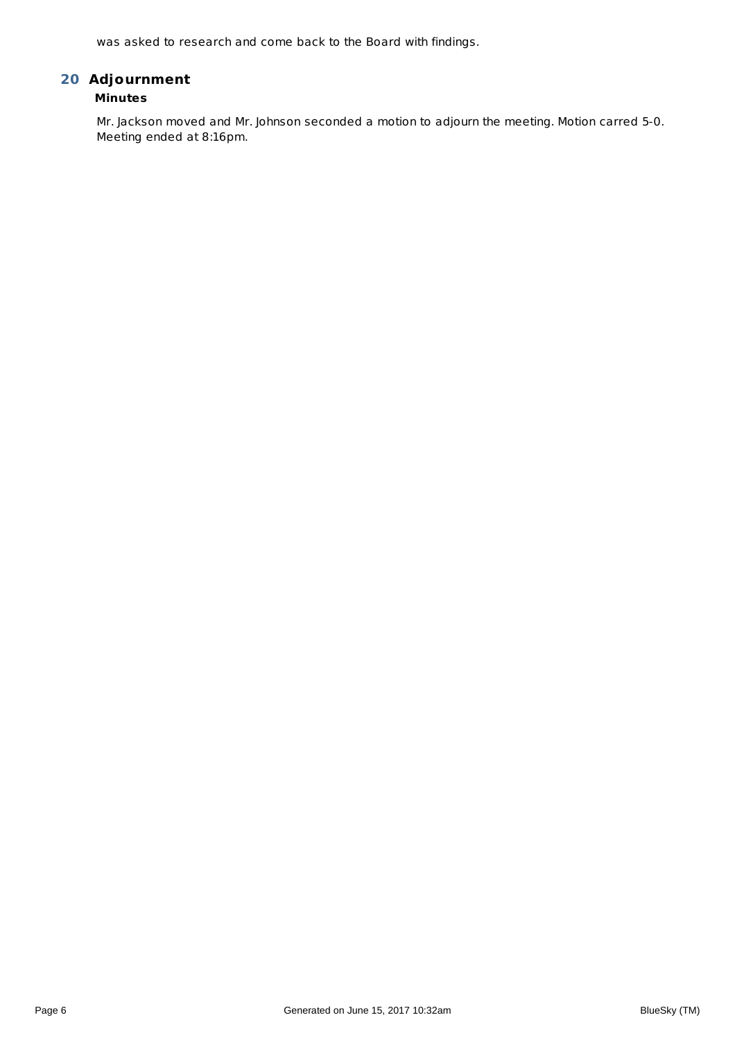was asked to research and come back to the Board with findings.

## 20 Adjournment

### Minutes

Mr. Jackson moved and Mr. Johnson seconded a motion to adjourn the meeting. Motion carred 5-0. Meeting ended at 8:16pm.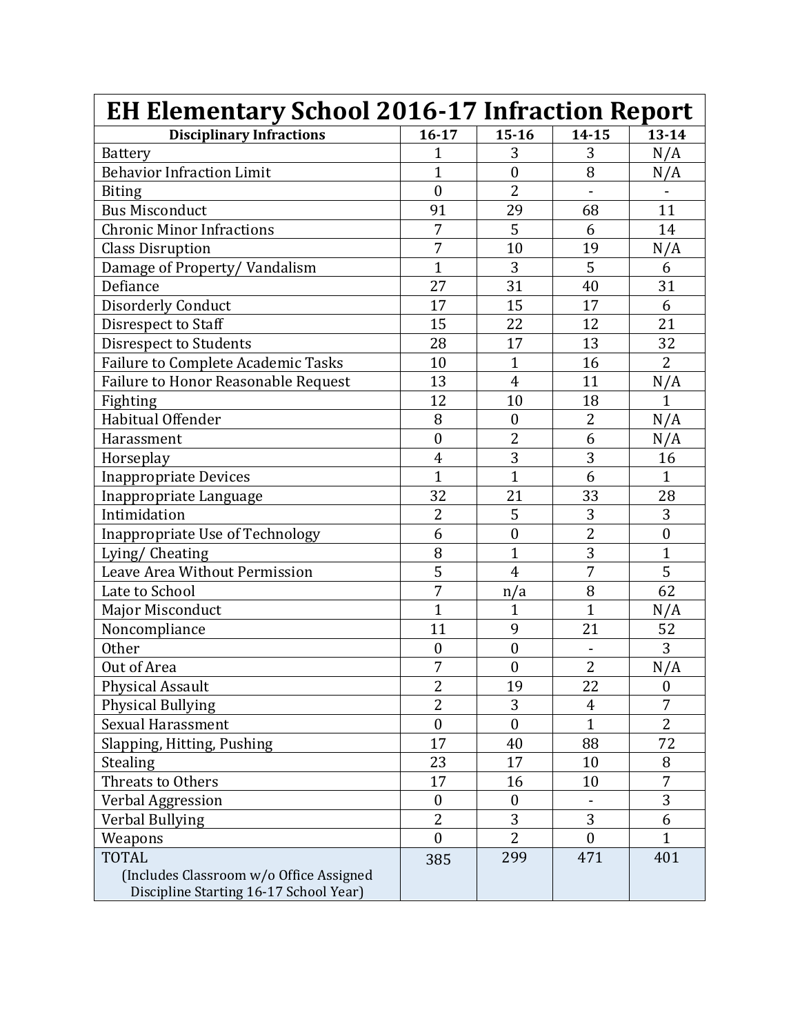# EH Elementary School 2016-17 Infraction Report

| Disciplinary Infractions | 16-17 | 15-16 | 14-15 | 13-14 |
|---|---|---|---|---|
| Battery | 1 | 3 | 3 | N/A |
| Behavior Infraction Limit | 1 | 0 | 8 | N/A |
| Biting | 0 | 2 | - | - |
| Bus Misconduct | 91 | 29 | 68 | 11 |
| Chronic Minor Infractions | 7 | 5 | 6 | 14 |
| Class Disruption | 7 | 10 | 19 | N/A |
| Damage of Property/ Vandalism | 1 | 3 | 5 | 6 |
| Defiance | 27 | 31 | 40 | 31 |
| Disorderly Conduct | 17 | 15 | 17 | 6 |
| Disrespect to Staff | 15 | 22 | 12 | 21 |
| Disrespect to Students | 28 | 17 | 13 | 32 |
| Failure to Complete Academic Tasks | 10 | 1 | 16 | 2 |
| Failure to Honor Reasonable Request | 13 | 4 | 11 | N/A |
| Fighting | 12 | 10 | 18 | 1 |
| Habitual Offender | 8 | 0 | 2 | N/A |
| Harassment | 0 | 2 | 6 | N/A |
| Horseplay | 4 | 3 | 3 | 16 |
| Inappropriate Devices | 1 | 1 | 6 | 1 |
| Inappropriate Language | 32 | 21 | 33 | 28 |
| Intimidation | 2 | 5 | 3 | 3 |
| Inappropriate Use of Technology | 6 | 0 | 2 | 0 |
| Lying/ Cheating | 8 | 1 | 3 | 1 |
| Leave Area Without Permission | 5 | 4 | 7 | 5 |
| Late to School | 7 | n/a | 8 | 62 |
| Major Misconduct | 1 | 1 | 1 | N/A |
| Noncompliance | 11 | 9 | 21 | 52 |
| Other | 0 | 0 | - | 3 |
| Out of Area | 7 | 0 | 2 | N/A |
| Physical Assault | 2 | 19 | 22 | 0 |
| Physical Bullying | 2 | 3 | 4 | 7 |
| Sexual Harassment | 0 | 0 | 1 | 2 |
| Slapping, Hitting, Pushing | 17 | 40 | 88 | 72 |
| Stealing | 23 | 17 | 10 | 8 |
| Threats to Others | 17 | 16 | 10 | 7 |
| Verbal Aggression | 0 | 0 | - | 3 |
| Verbal Bullying | 2 | 3 | 3 | 6 |
| Weapons | 0 | 2 | 0 | 1 |
| TOTAL (Includes Classroom w/o Office Assigned Discipline Starting 16-17 School Year) | 385 | 299 | 471 | 401 |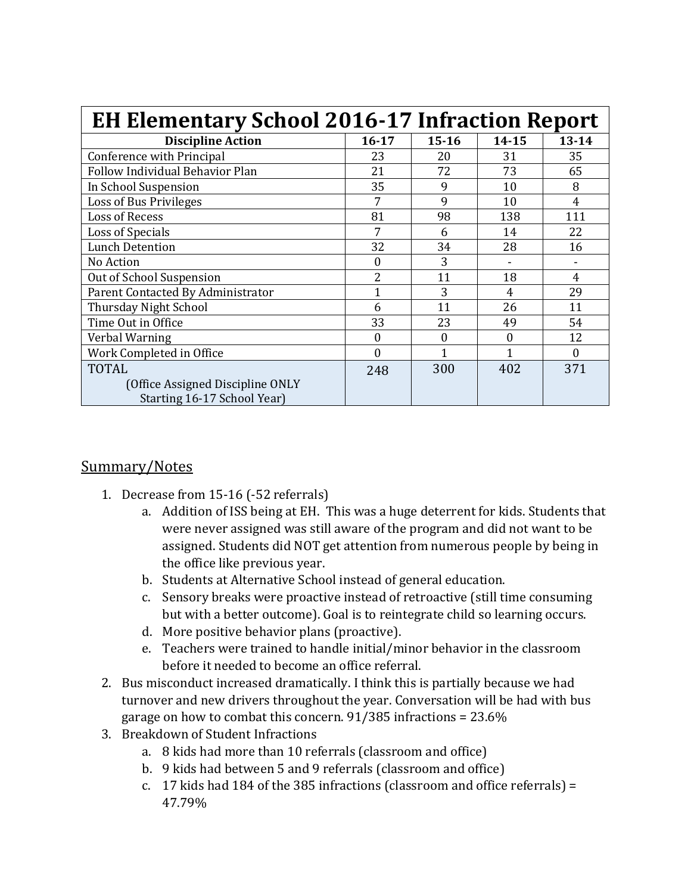| EH Elementary School 2016-17 Infraction Report | | | | |
|---|---|---|---|---|
| **Discipline Action** | **16-17** | **15-16** | **14-15** | **13-14** |
| Conference with Principal | 23 | 20 | 31 | 35 |
| Follow Individual Behavior Plan | 21 | 72 | 73 | 65 |
| In School Suspension | 35 | 9 | 10 | 8 |
| Loss of Bus Privileges | 7 | 9 | 10 | 4 |
| Loss of Recess | 81 | 98 | 138 | 111 |
| Loss of Specials | 7 | 6 | 14 | 22 |
| Lunch Detention | 32 | 34 | 28 | 16 |
| No Action | 0 | 3 | - | - |
| Out of School Suspension | 2 | 11 | 18 | 4 |
| Parent Contacted By Administrator | 1 | 3 | 4 | 29 |
| Thursday Night School | 6 | 11 | 26 | 11 |
| Time Out in Office | 33 | 23 | 49 | 54 |
| Verbal Warning | 0 | 0 | 0 | 12 |
| Work Completed in Office | 0 | 1 | 1 | 0 |
| TOTAL (Office Assigned Discipline ONLY Starting 16-17 School Year) | 248 | 300 | 402 | 371 |

## Summary/Notes

1. Decrease from 15-16 (-52 referrals)
   a. Addition of ISS being at EH. This was a huge deterrent for kids. Students that were never assigned was still aware of the program and did not want to be assigned. Students did NOT get attention from numerous people by being in the office like previous year.
   b. Students at Alternative School instead of general education.
   c. Sensory breaks were proactive instead of retroactive (still time consuming but with a better outcome). Goal is to reintegrate child so learning occurs.
   d. More positive behavior plans (proactive).
   e. Teachers were trained to handle initial/minor behavior in the classroom before it needed to become an office referral.
2. Bus misconduct increased dramatically. I think this is partially because we had turnover and new drivers throughout the year. Conversation will be had with bus garage on how to combat this concern. 91/385 infractions = 23.6%
3. Breakdown of Student Infractions
   a. 8 kids had more than 10 referrals (classroom and office)
   b. 9 kids had between 5 and 9 referrals (classroom and office)
   c. 17 kids had 184 of the 385 infractions (classroom and office referrals) = 47.79%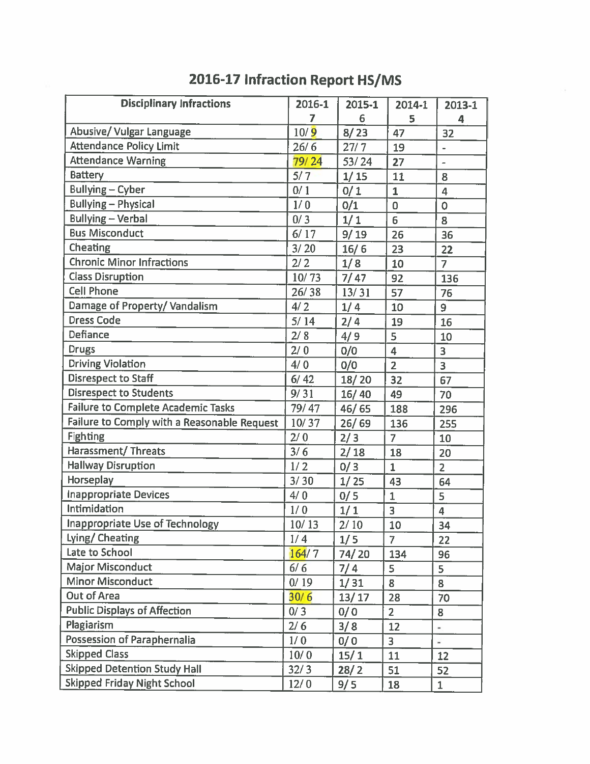# 2016-17 Infraction Report HS/MS

| Disciplinary Infractions | 2016-17 | 2015-16 | 2014-15 | 2013-14 |
|---|---|---|---|---|
| Abusive/ Vulgar Language | 10/ 9 | 8/ 23 | 47 | 32 |
| Attendance Policy Limit | 26/ 6 | 27/ 7 | 19 | - |
| Attendance Warning | 79/ 24 | 53/ 24 | 27 | - |
| Battery | 5/ 7 | 1/ 15 | 11 | 8 |
| Bullying – Cyber | 0/ 1 | 0/ 1 | 1 | 4 |
| Bullying – Physical | 1/ 0 | 0/1 | 0 | 0 |
| Bullying – Verbal | 0/ 3 | 1/ 1 | 6 | 8 |
| Bus Misconduct | 6/ 17 | 9/ 19 | 26 | 36 |
| Cheating | 3/ 20 | 16/ 6 | 23 | 22 |
| Chronic Minor Infractions | 2/ 2 | 1/ 8 | 10 | 7 |
| Class Disruption | 10/ 73 | 7/ 47 | 92 | 136 |
| Cell Phone | 26/ 38 | 13/ 31 | 57 | 76 |
| Damage of Property/ Vandalism | 4/ 2 | 1/ 4 | 10 | 9 |
| Dress Code | 5/ 14 | 2/ 4 | 19 | 16 |
| Defiance | 2/ 8 | 4/ 9 | 5 | 10 |
| Drugs | 2/ 0 | 0/0 | 4 | 3 |
| Driving Violation | 4/ 0 | 0/0 | 2 | 3 |
| Disrespect to Staff | 6/ 42 | 18/ 20 | 32 | 67 |
| Disrespect to Students | 9/ 31 | 16/ 40 | 49 | 70 |
| Failure to Complete Academic Tasks | 79/ 47 | 46/ 65 | 188 | 296 |
| Failure to Comply with a Reasonable Request | 10/ 37 | 26/ 69 | 136 | 255 |
| Fighting | 2/ 0 | 2/ 3 | 7 | 10 |
| Harassment/ Threats | 3/ 6 | 2/ 18 | 18 | 20 |
| Hallway Disruption | 1/ 2 | 0/ 3 | 1 | 2 |
| Horseplay | 3/ 30 | 1/ 25 | 43 | 64 |
| Inappropriate Devices | 4/ 0 | 0/ 5 | 1 | 5 |
| Intimidation | 1/ 0 | 1/ 1 | 3 | 4 |
| Inappropriate Use of Technology | 10/ 13 | 2/ 10 | 10 | 34 |
| Lying/ Cheating | 1/ 4 | 1/ 5 | 7 | 22 |
| Late to School | 164/ 7 | 74/ 20 | 134 | 96 |
| Major Misconduct | 6/ 6 | 7/ 4 | 5 | 5 |
| Minor Misconduct | 0/ 19 | 1/ 31 | 8 | 8 |
| Out of Area | 30/ 6 | 13/ 17 | 28 | 70 |
| Public Displays of Affection | 0/ 3 | 0/ 0 | 2 | 8 |
| Plagiarism | 2/ 6 | 3/ 8 | 12 | - |
| Possession of Paraphernalia | 1/ 0 | 0/ 0 | 3 | - |
| Skipped Class | 10/ 0 | 15/ 1 | 11 | 12 |
| Skipped Detention Study Hall | 32/ 3 | 28/ 2 | 51 | 52 |
| Skipped Friday Night School | 12/ 0 | 9/ 5 | 18 | 1 |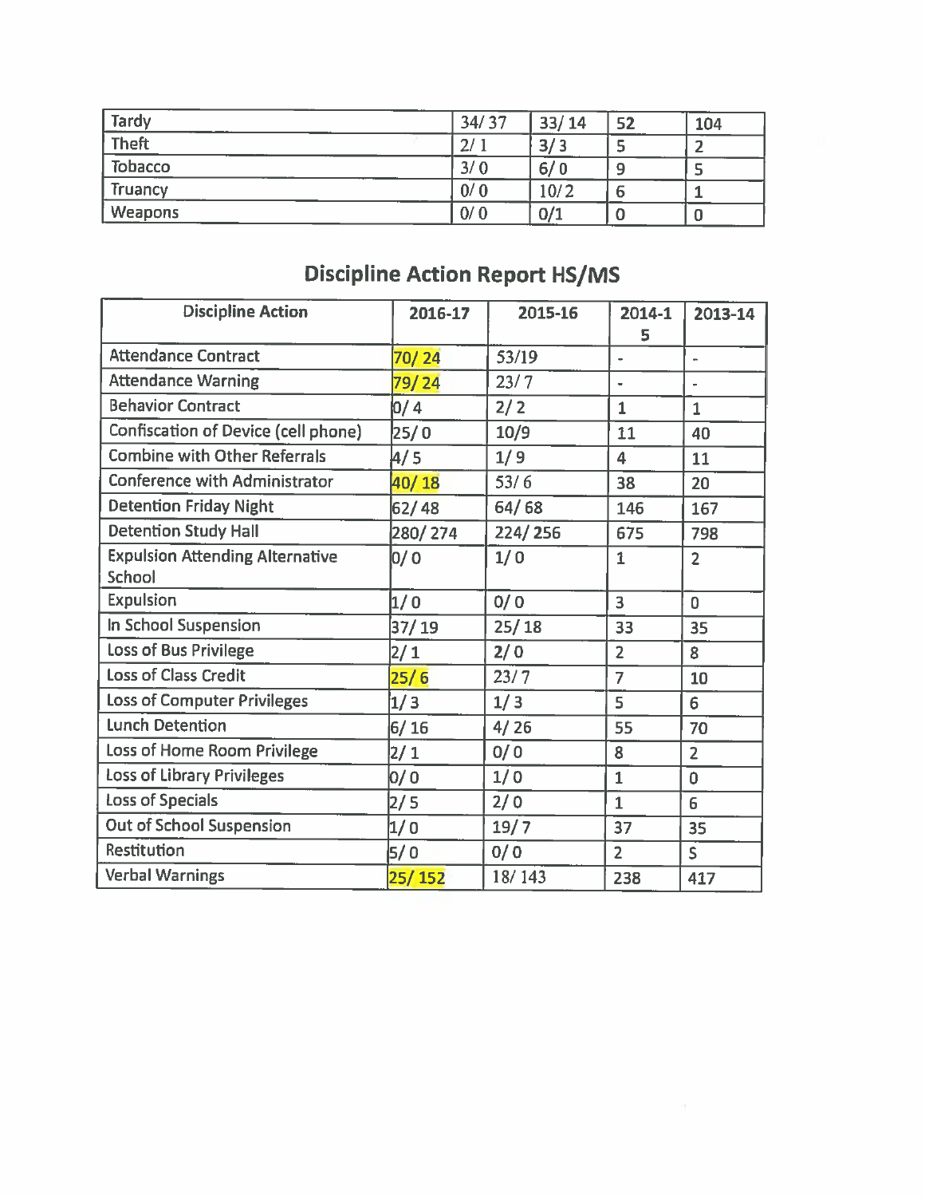| Tardy | 34/ 37 | 33/ 14 | 52 | 104 |
|---|---|---|---|---|
| Theft | 2/ 1 | 3/ 3 | 5 | 2 |
| Tobacco | 3/ 0 | 6/ 0 | 9 | 5 |
| Truancy | 0/ 0 | 10/ 2 | 6 | 1 |
| Weapons | 0/ 0 | 0/1 | 0 | 0 |

## Discipline Action Report HS/MS

| Discipline Action | 2016-17 | 2015-16 | 2014-15 | 2013-14 |
|---|---|---|---|---|
| Attendance Contract | 70/ 24 | 53/19 | - | - |
| Attendance Warning | 79/ 24 | 23/ 7 | - | - |
| Behavior Contract | 0/ 4 | 2/ 2 | 1 | 1 |
| Confiscation of Device (cell phone) | 25/ 0 | 10/9 | 11 | 40 |
| Combine with Other Referrals | 4/ 5 | 1/ 9 | 4 | 11 |
| Conference with Administrator | 40/ 18 | 53/ 6 | 38 | 20 |
| Detention Friday Night | 62/ 48 | 64/ 68 | 146 | 167 |
| Detention Study Hall | 280/ 274 | 224/ 256 | 675 | 798 |
| Expulsion Attending Alternative School | 0/ 0 | 1/ 0 | 1 | 2 |
| Expulsion | 1/ 0 | 0/ 0 | 3 | 0 |
| In School Suspension | 37/ 19 | 25/ 18 | 33 | 35 |
| Loss of Bus Privilege | 2/ 1 | 2/ 0 | 2 | 8 |
| Loss of Class Credit | 25/ 6 | 23/ 7 | 7 | 10 |
| Loss of Computer Privileges | 1/ 3 | 1/ 3 | 5 | 6 |
| Lunch Detention | 6/ 16 | 4/ 26 | 55 | 70 |
| Loss of Home Room Privilege | 2/ 1 | 0/ 0 | 8 | 2 |
| Loss of Library Privileges | 0/ 0 | 1/ 0 | 1 | 0 |
| Loss of Specials | 2/ 5 | 2/ 0 | 1 | 6 |
| Out of School Suspension | 1/ 0 | 19/ 7 | 37 | 35 |
| Restitution | 5/ 0 | 0/ 0 | 2 | 5 |
| Verbal Warnings | 25/ 152 | 18/ 143 | 238 | 417 |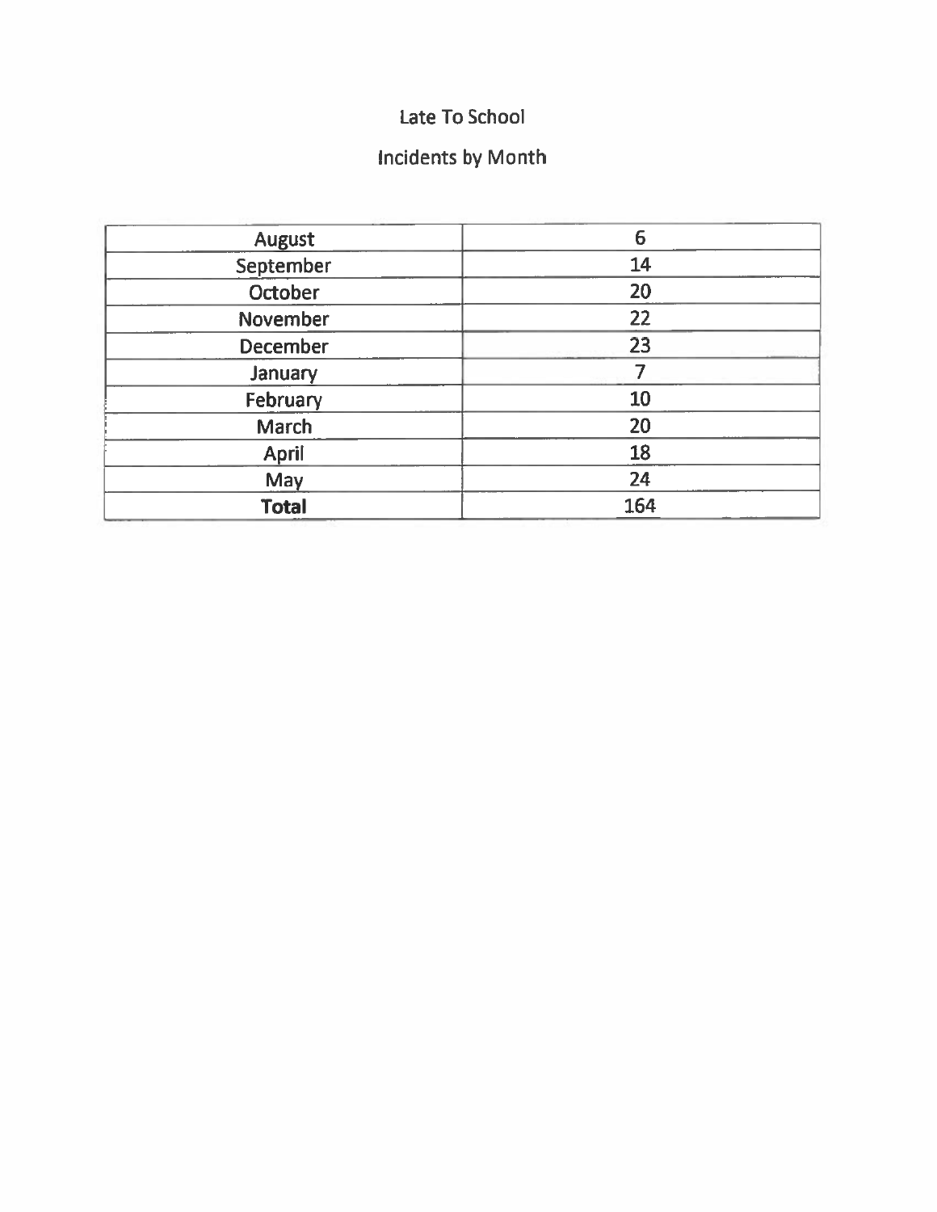# Late To School

## Incidents by Month

| | |
|---|---|
| August | 6 |
| September | 14 |
| October | 20 |
| November | 22 |
| December | 23 |
| January | 7 |
| February | 10 |
| March | 20 |
| April | 18 |
| May | 24 |
| **Total** | 164 |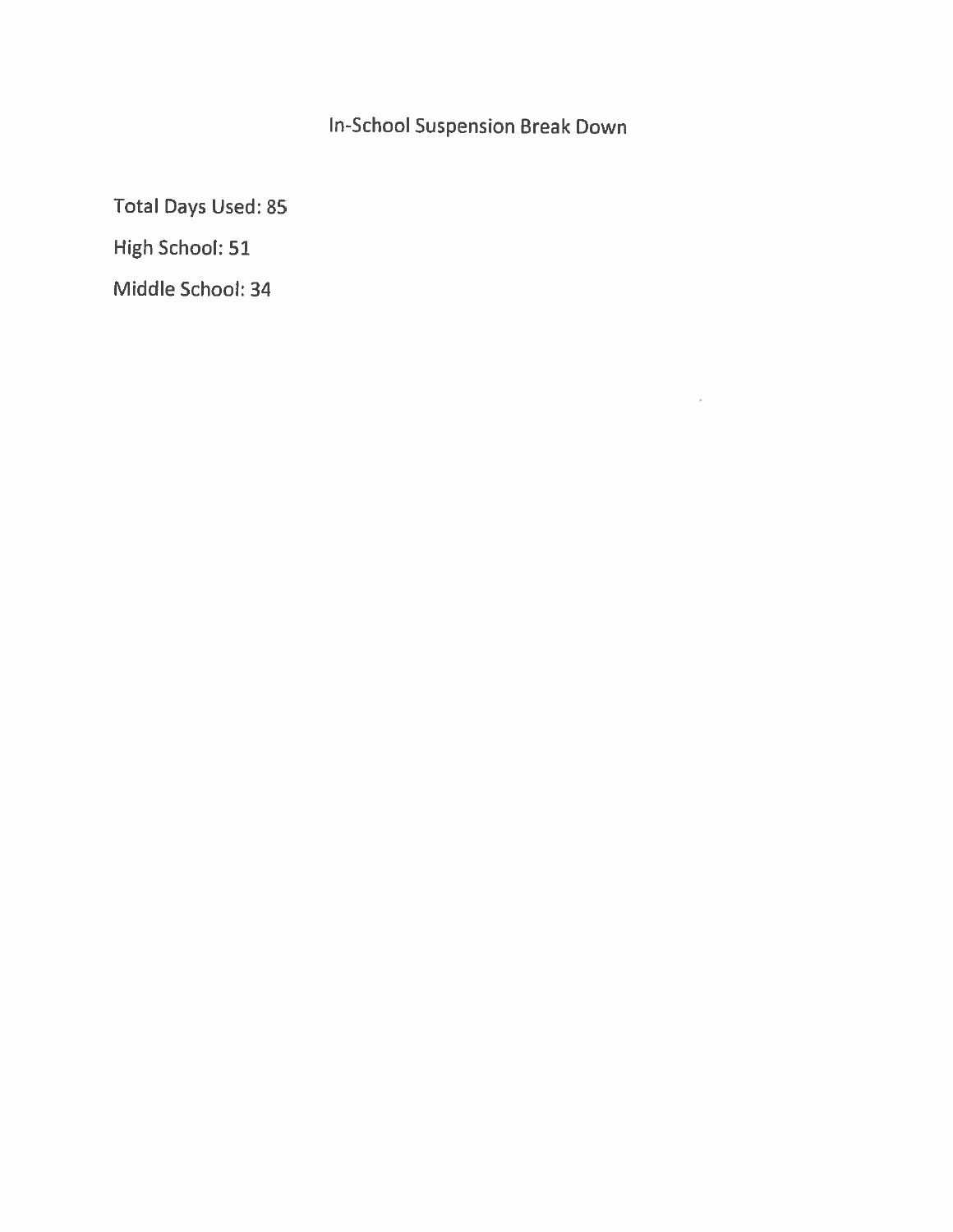# In-School Suspension Break Down

Total Days Used: 85

High School: 51

Middle School: 34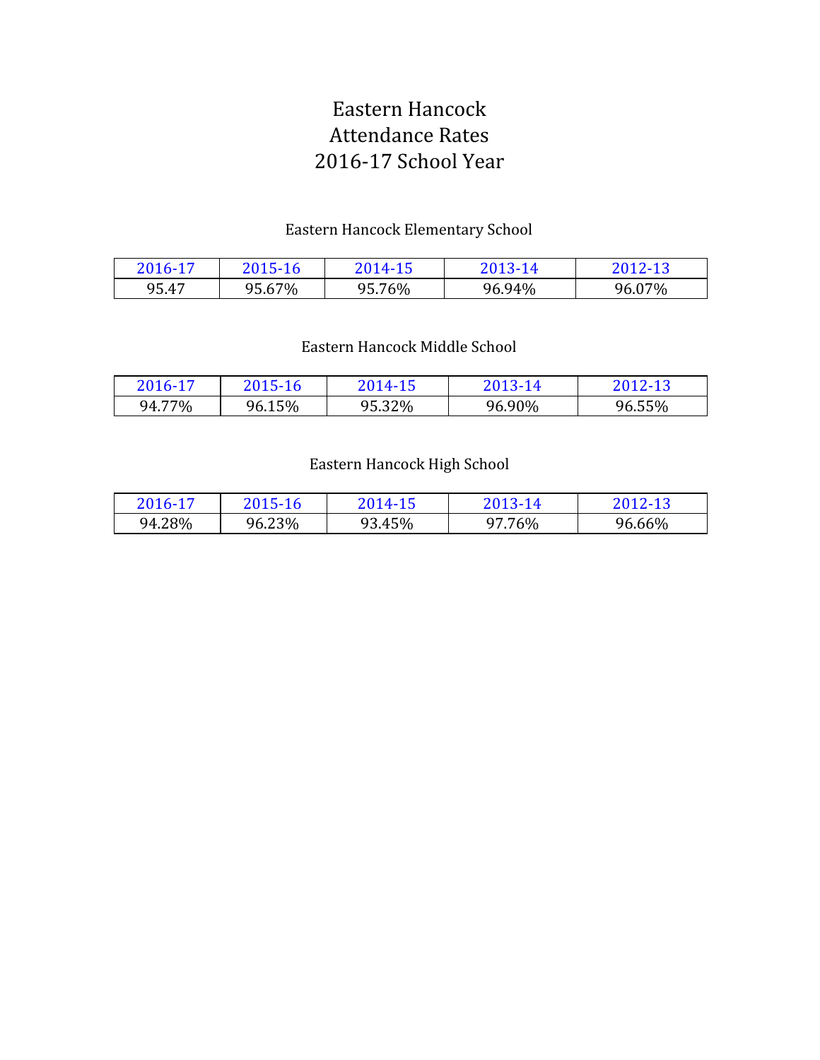# Eastern Hancock
# Attendance Rates
# 2016-17 School Year

## Eastern Hancock Elementary School

| 2016-17 | 2015-16 | 2014-15 | 2013-14 | 2012-13 |
|---|---|---|---|---|
| 95.47 | 95.67% | 95.76% | 96.94% | 96.07% |

## Eastern Hancock Middle School

| 2016-17 | 2015-16 | 2014-15 | 2013-14 | 2012-13 |
|---|---|---|---|---|
| 94.77% | 96.15% | 95.32% | 96.90% | 96.55% |

## Eastern Hancock High School

| 2016-17 | 2015-16 | 2014-15 | 2013-14 | 2012-13 |
|---|---|---|---|---|
| 94.28% | 96.23% | 93.45% | 97.76% | 96.66% |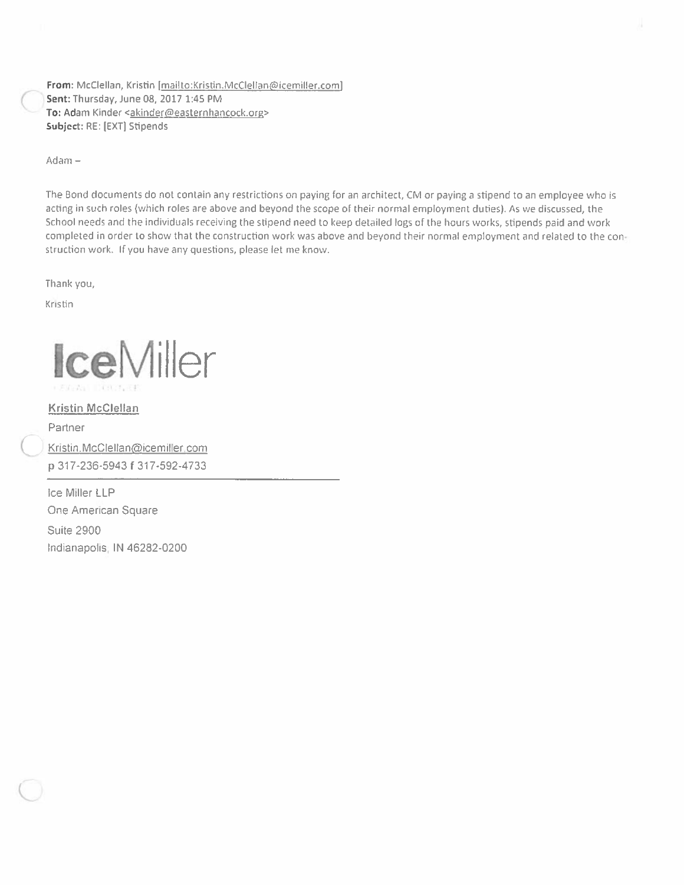**From:** McClellan, Kristin [mailto:Kristin.McClellan@icemiller.com]
**Sent:** Thursday, June 08, 2017 1:45 PM
**To:** Adam Kinder <akinder@easternhancock.org>
**Subject:** RE: [EXT] Stipends

Adam –

The Bond documents do not contain any restrictions on paying for an architect, CM or paying a stipend to an employee who is acting in such roles (which roles are above and beyond the scope of their normal employment duties). As we discussed, the School needs and the individuals receiving the stipend need to keep detailed logs of the hours works, stipends paid and work completed in order to show that the construction work was above and beyond their normal employment and related to the construction work. If you have any questions, please let me know.

Thank you,

Kristin

**IceMiller**

Kristin McClellan
Partner
Kristin.McClellan@icemiller.com
p 317-236-5943 f 317-592-4733

Ice Miller LLP
One American Square
Suite 2900
Indianapolis, IN 46282-0200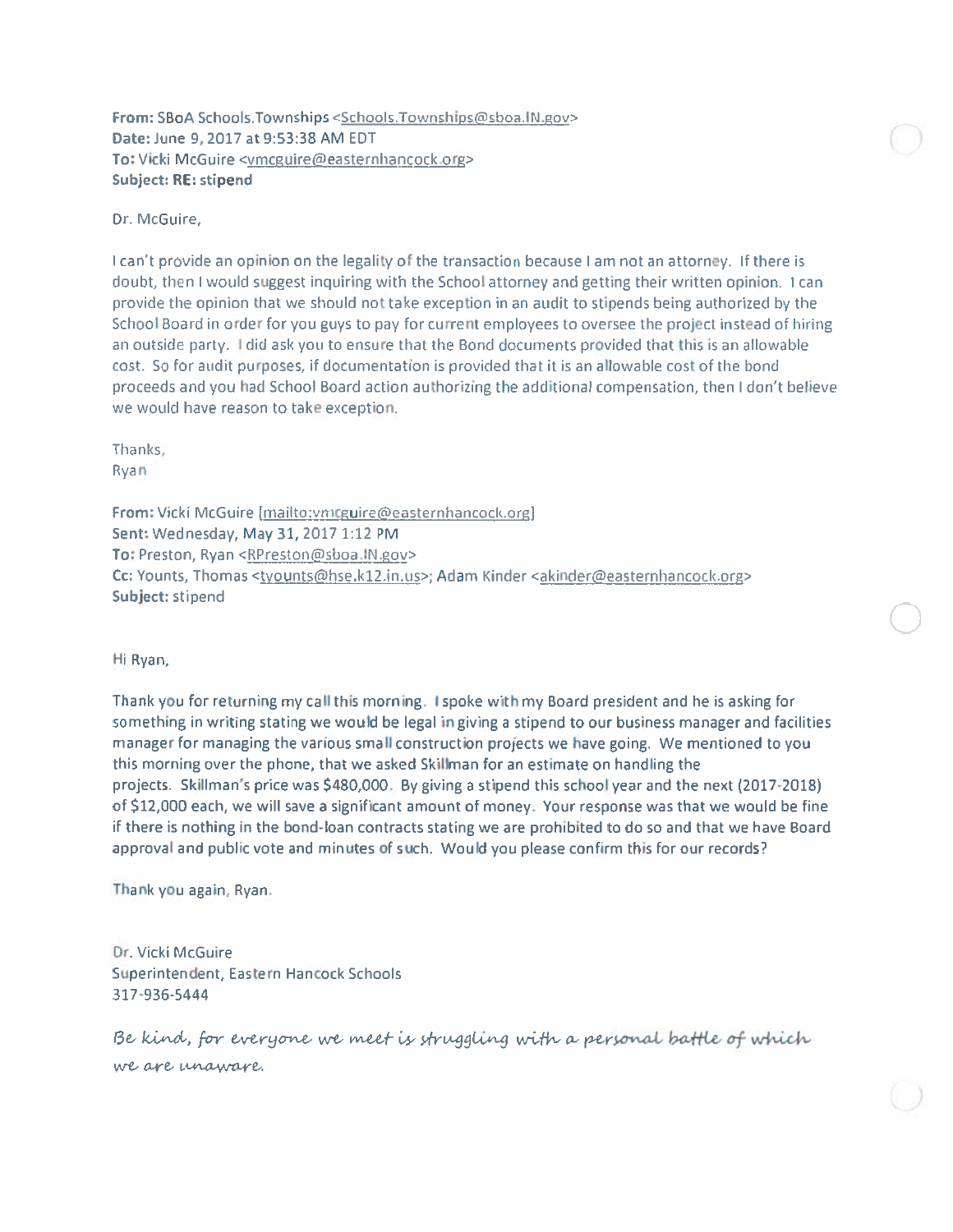**From:** SBoA Schools.Townships <Schools.Townships@sboa.IN.gov>
**Date:** June 9, 2017 at 9:53:38 AM EDT
**To:** Vicki McGuire <vmcguire@easternhancock.org>
**Subject:** RE: stipend

Dr. McGuire,

I can't provide an opinion on the legality of the transaction because I am not an attorney. If there is doubt, then I would suggest inquiring with the School attorney and getting their written opinion. I can provide the opinion that we should not take exception in an audit to stipends being authorized by the School Board in order for you guys to pay for current employees to oversee the project instead of hiring an outside party. I did ask you to ensure that the Bond documents provided that this is an allowable cost. So for audit purposes, if documentation is provided that it is an allowable cost of the bond proceeds and you had School Board action authorizing the additional compensation, then I don't believe we would have reason to take exception.

Thanks,
Ryan

**From:** Vicki McGuire [mailto:vmcguire@easternhancock.org]
**Sent:** Wednesday, May 31, 2017 1:12 PM
**To:** Preston, Ryan <RPreston@sboa.IN.gov>
**Cc:** Younts, Thomas <tyounts@hse.k12.in.us>; Adam Kinder <akinder@easternhancock.org>
**Subject:** stipend

Hi Ryan,

Thank you for returning my call this morning. I spoke with my Board president and he is asking for something in writing stating we would be legal in giving a stipend to our business manager and facilities manager for managing the various small construction projects we have going. We mentioned to you this morning over the phone, that we asked Skillman for an estimate on handling the projects. Skillman's price was $480,000. By giving a stipend this school year and the next (2017-2018) of $12,000 each, we will save a significant amount of money. Your response was that we would be fine if there is nothing in the bond-loan contracts stating we are prohibited to do so and that we have Board approval and public vote and minutes of such. Would you please confirm this for our records?

Thank you again, Ryan.

Dr. Vicki McGuire
Superintendent, Eastern Hancock Schools
317-936-5444

*Be kind, for everyone we meet is struggling with a personal battle of which we are unaware.*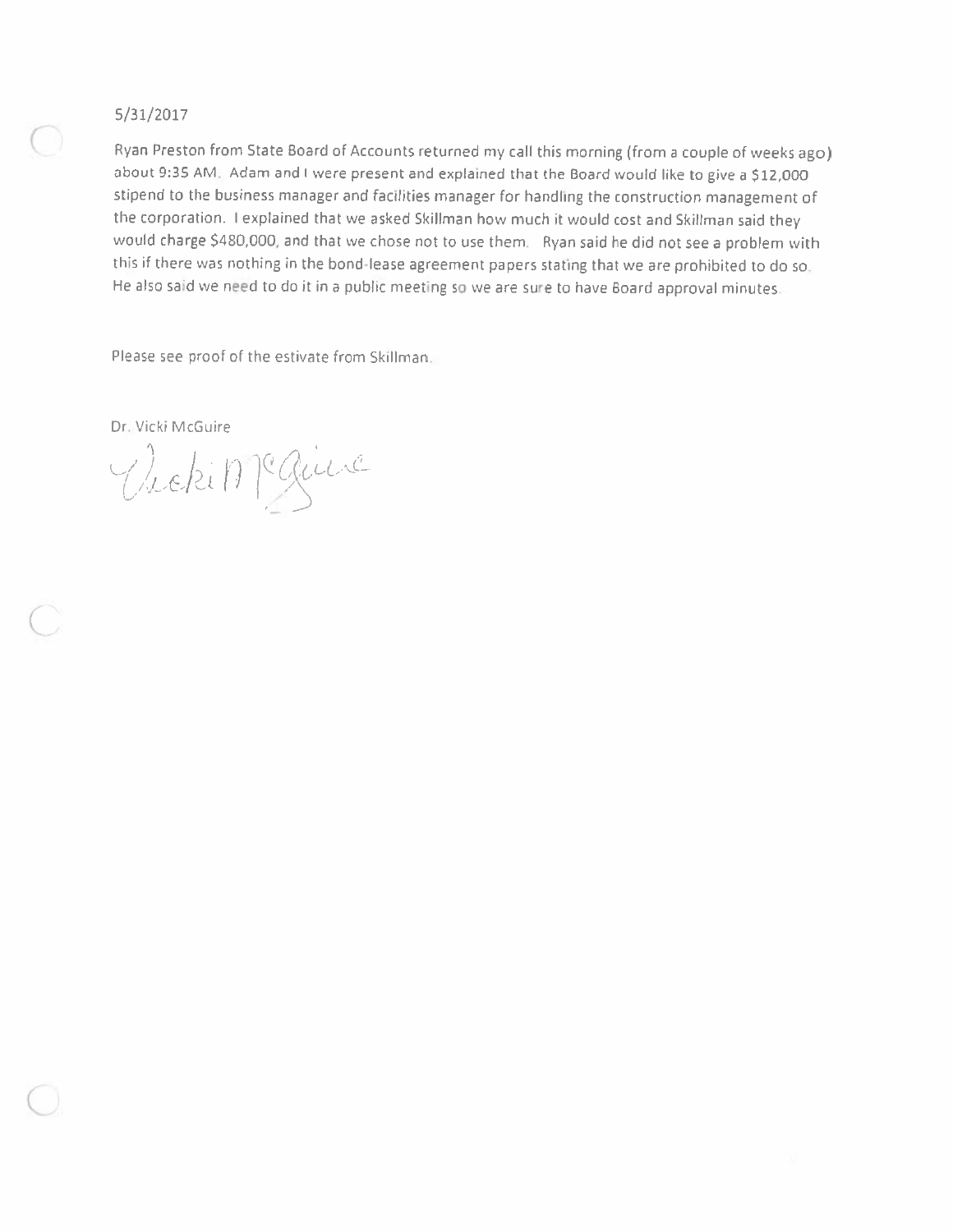5/31/2017

Ryan Preston from State Board of Accounts returned my call this morning (from a couple of weeks ago) about 9:35 AM. Adam and I were present and explained that the Board would like to give a $12,000 stipend to the business manager and facilities manager for handling the construction management of the corporation. I explained that we asked Skillman how much it would cost and Skillman said they would charge $480,000, and that we chose not to use them. Ryan said he did not see a problem with this if there was nothing in the bond-lease agreement papers stating that we are prohibited to do so. He also said we need to do it in a public meeting so we are sure to have Board approval minutes.

Please see proof of the estivate from Skillman.

Dr. Vicki McGuire

Vicki McGuire